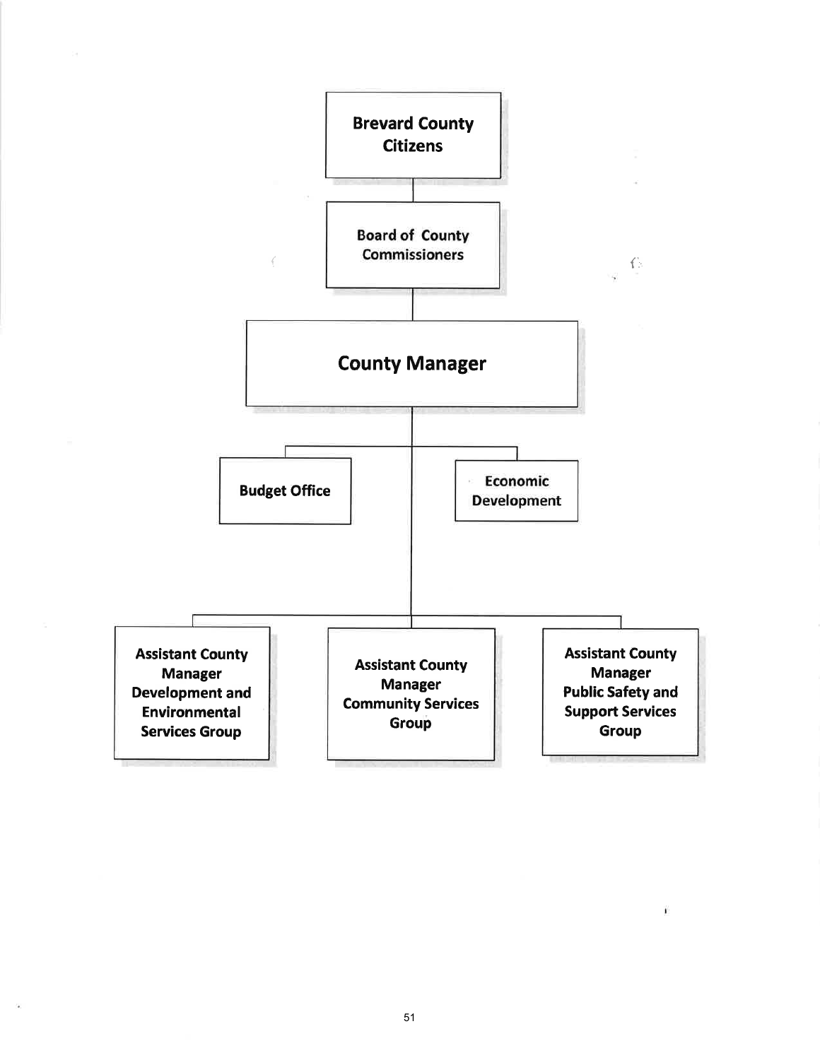Brevard County Citizens

Board of County Commissioners

County Manager

- Budget Office
- Economic Development
- Assistant County Manager Development and Environmental Services Group
- Assistant County Manager Community Services Group
- Assistant County Manager Public Safety and Support Services Group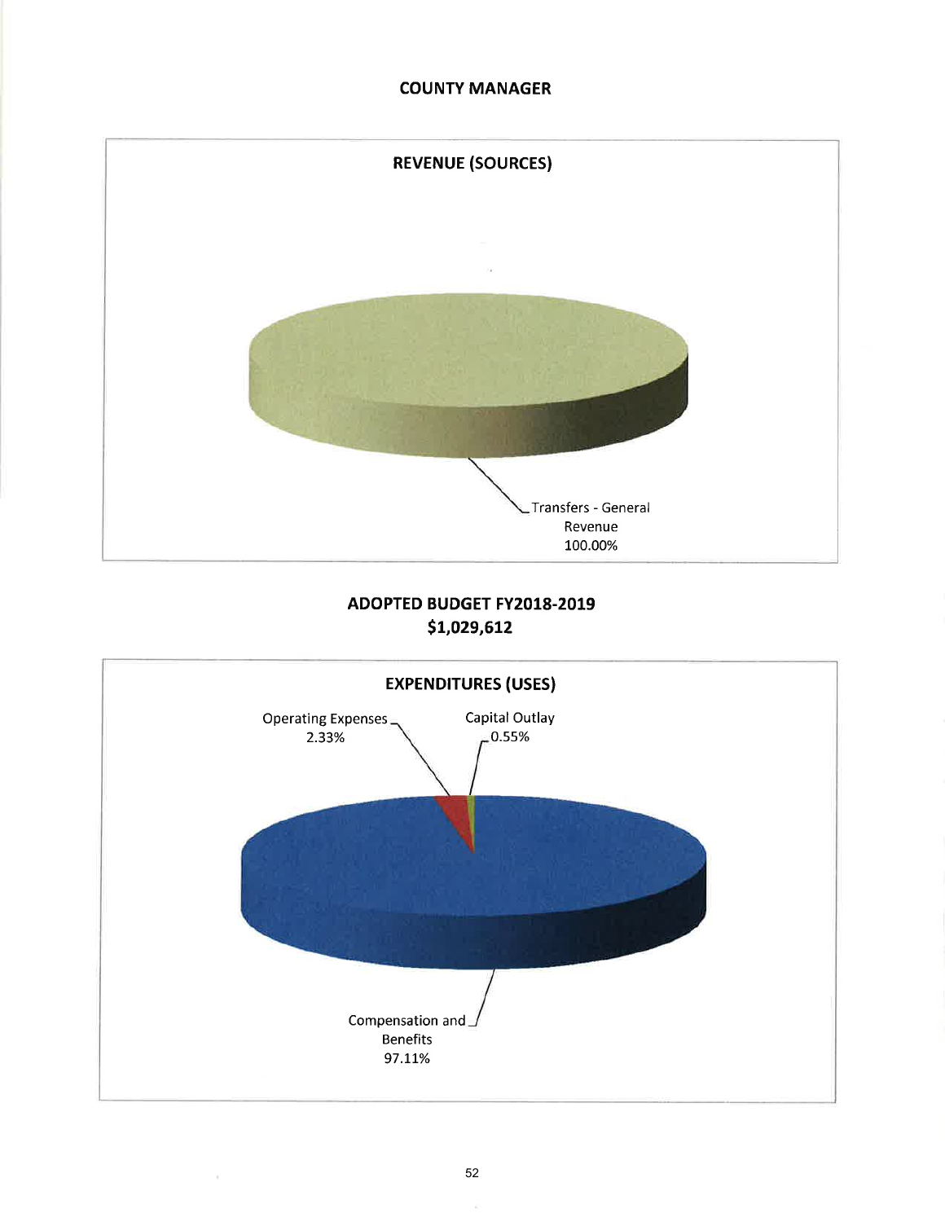# COUNTY MANAGER

## REVENUE (SOURCES)

Transfers - General Revenue 100.00%

## ADOPTED BUDGET FY2018-2019
## $1,029,612

## EXPENDITURES (USES)

Operating Expenses 2.33%

Capital Outlay 0.55%

Compensation and Benefits 97.11%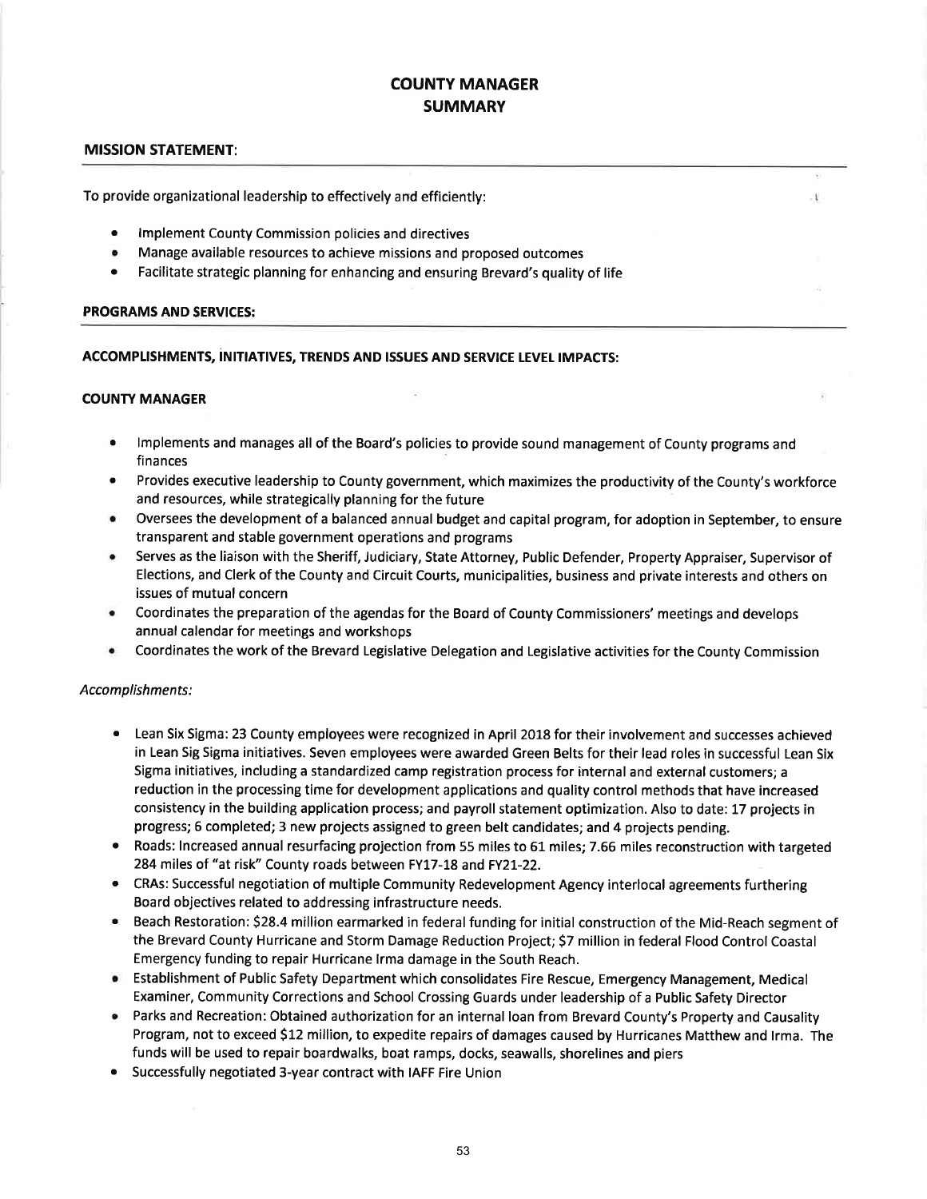# COUNTY MANAGER
## SUMMARY

### MISSION STATEMENT:

To provide organizational leadership to effectively and efficiently:

- Implement County Commission policies and directives
- Manage available resources to achieve missions and proposed outcomes
- Facilitate strategic planning for enhancing and ensuring Brevard's quality of life

### PROGRAMS AND SERVICES:

### ACCOMPLISHMENTS, INITIATIVES, TRENDS AND ISSUES AND SERVICE LEVEL IMPACTS:

**COUNTY MANAGER**

- Implements and manages all of the Board's policies to provide sound management of County programs and finances
- Provides executive leadership to County government, which maximizes the productivity of the County's workforce and resources, while strategically planning for the future
- Oversees the development of a balanced annual budget and capital program, for adoption in September, to ensure transparent and stable government operations and programs
- Serves as the liaison with the Sheriff, Judiciary, State Attorney, Public Defender, Property Appraiser, Supervisor of Elections, and Clerk of the County and Circuit Courts, municipalities, business and private interests and others on issues of mutual concern
- Coordinates the preparation of the agendas for the Board of County Commissioners' meetings and develops annual calendar for meetings and workshops
- Coordinates the work of the Brevard Legislative Delegation and Legislative activities for the County Commission

*Accomplishments:*

- Lean Six Sigma: 23 County employees were recognized in April 2018 for their involvement and successes achieved in Lean Sig Sigma initiatives. Seven employees were awarded Green Belts for their lead roles in successful Lean Six Sigma initiatives, including a standardized camp registration process for internal and external customers; a reduction in the processing time for development applications and quality control methods that have increased consistency in the building application process; and payroll statement optimization. Also to date: 17 projects in progress; 6 completed; 3 new projects assigned to green belt candidates; and 4 projects pending.
- Roads: Increased annual resurfacing projection from 55 miles to 61 miles; 7.66 miles reconstruction with targeted 284 miles of "at risk" County roads between FY17-18 and FY21-22.
- CRAs: Successful negotiation of multiple Community Redevelopment Agency interlocal agreements furthering Board objectives related to addressing infrastructure needs.
- Beach Restoration: $28.4 million earmarked in federal funding for initial construction of the Mid-Reach segment of the Brevard County Hurricane and Storm Damage Reduction Project; $7 million in federal Flood Control Coastal Emergency funding to repair Hurricane Irma damage in the South Reach.
- Establishment of Public Safety Department which consolidates Fire Rescue, Emergency Management, Medical Examiner, Community Corrections and School Crossing Guards under leadership of a Public Safety Director
- Parks and Recreation: Obtained authorization for an internal loan from Brevard County's Property and Causality Program, not to exceed $12 million, to expedite repairs of damages caused by Hurricanes Matthew and Irma. The funds will be used to repair boardwalks, boat ramps, docks, seawalls, shorelines and piers
- Successfully negotiated 3-year contract with IAFF Fire Union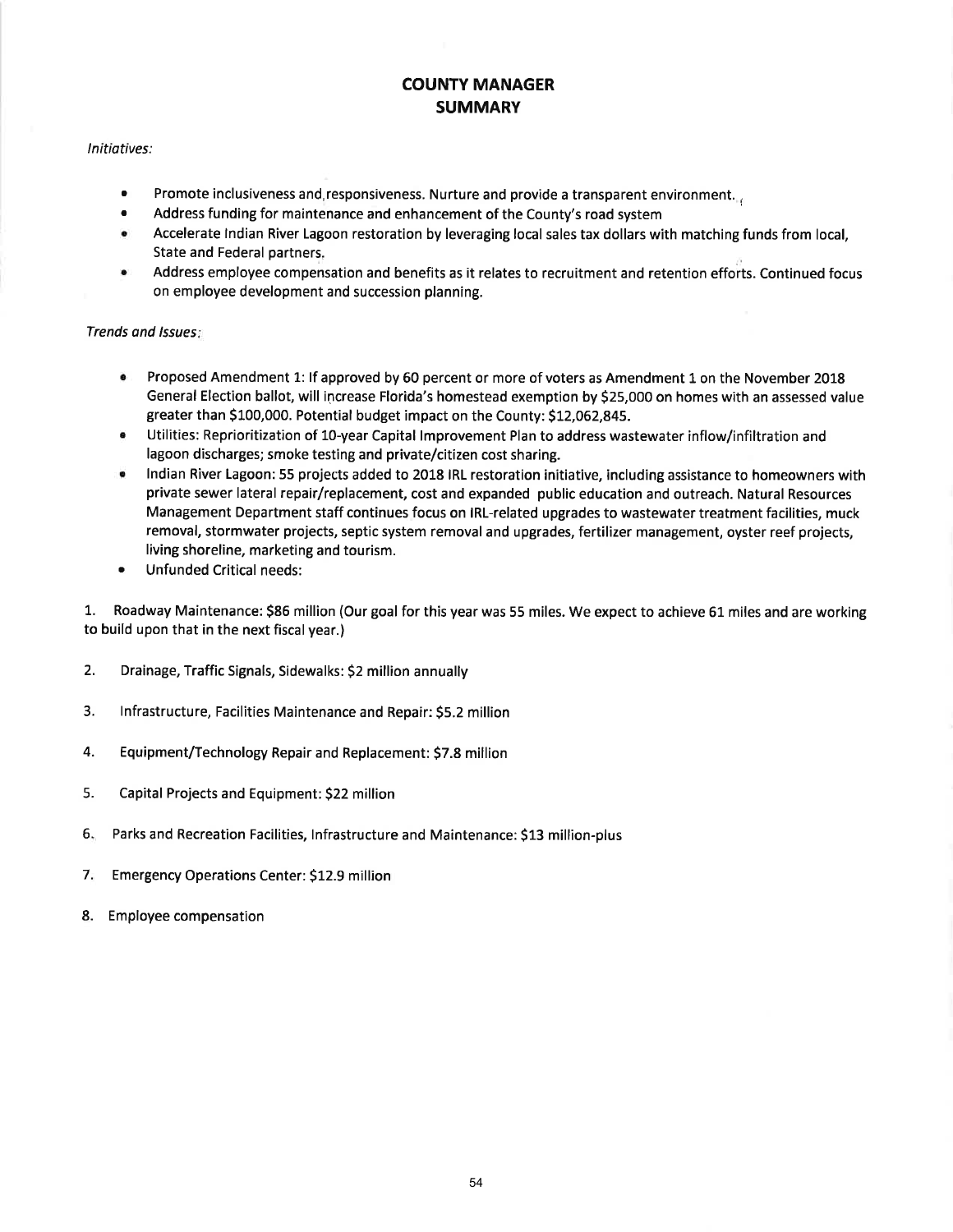# COUNTY MANAGER
# SUMMARY

*Initiatives:*

- Promote inclusiveness and responsiveness. Nurture and provide a transparent environment.
- Address funding for maintenance and enhancement of the County's road system
- Accelerate Indian River Lagoon restoration by leveraging local sales tax dollars with matching funds from local, State and Federal partners.
- Address employee compensation and benefits as it relates to recruitment and retention efforts. Continued focus on employee development and succession planning.

*Trends and Issues:*

- Proposed Amendment 1: If approved by 60 percent or more of voters as Amendment 1 on the November 2018 General Election ballot, will increase Florida's homestead exemption by $25,000 on homes with an assessed value greater than $100,000. Potential budget impact on the County: $12,062,845.
- Utilities: Reprioritization of 10-year Capital Improvement Plan to address wastewater inflow/infiltration and lagoon discharges; smoke testing and private/citizen cost sharing.
- Indian River Lagoon: 55 projects added to 2018 IRL restoration initiative, including assistance to homeowners with private sewer lateral repair/replacement, cost and expanded public education and outreach. Natural Resources Management Department staff continues focus on IRL-related upgrades to wastewater treatment facilities, muck removal, stormwater projects, septic system removal and upgrades, fertilizer management, oyster reef projects, living shoreline, marketing and tourism.
- Unfunded Critical needs:

1. Roadway Maintenance: $86 million (Our goal for this year was 55 miles. We expect to achieve 61 miles and are working to build upon that in the next fiscal year.)
2. Drainage, Traffic Signals, Sidewalks: $2 million annually
3. Infrastructure, Facilities Maintenance and Repair: $5.2 million
4. Equipment/Technology Repair and Replacement: $7.8 million
5. Capital Projects and Equipment: $22 million
6. Parks and Recreation Facilities, Infrastructure and Maintenance: $13 million-plus
7. Emergency Operations Center: $12.9 million
8. Employee compensation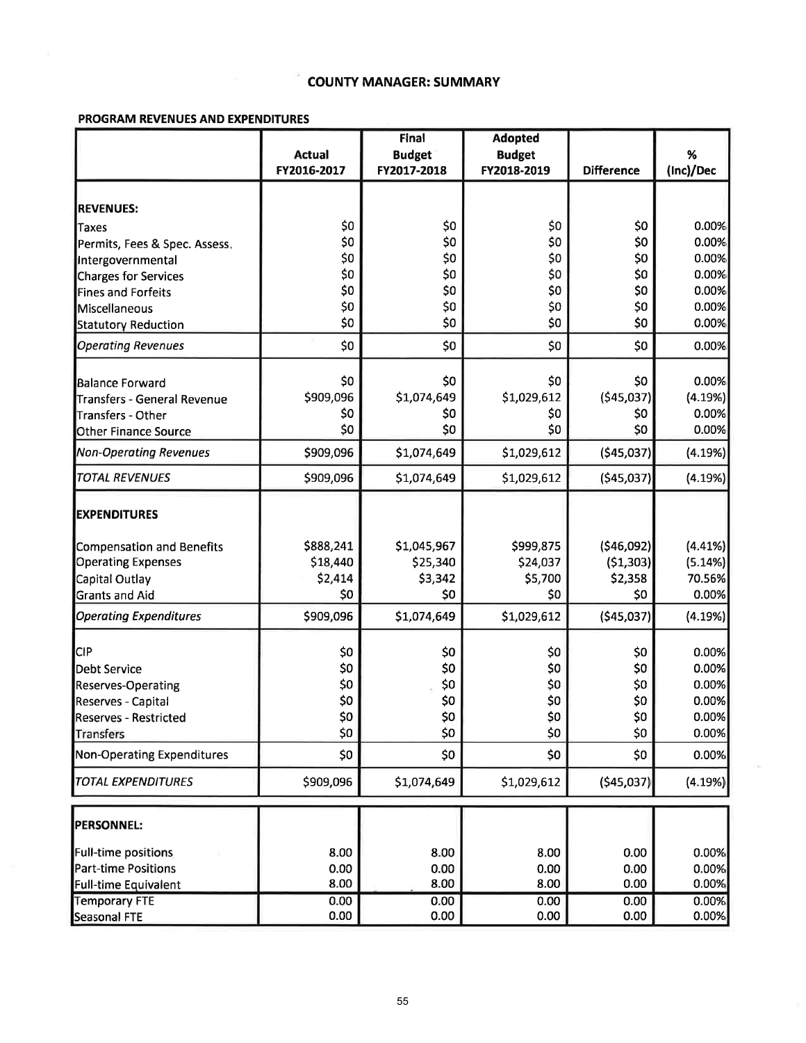# COUNTY MANAGER: SUMMARY

**PROGRAM REVENUES AND EXPENDITURES**

| | Actual FY2016-2017 | Final Budget FY2017-2018 | Adopted Budget FY2018-2019 | Difference | % (Inc)/Dec |
|---|---|---|---|---|---|
| **REVENUES:** | | | | | |
| Taxes | $0 | $0 | $0 | $0 | 0.00% |
| Permits, Fees & Spec. Assess. | $0 | $0 | $0 | $0 | 0.00% |
| Intergovernmental | $0 | $0 | $0 | $0 | 0.00% |
| Charges for Services | $0 | $0 | $0 | $0 | 0.00% |
| Fines and Forfeits | $0 | $0 | $0 | $0 | 0.00% |
| Miscellaneous | $0 | $0 | $0 | $0 | 0.00% |
| Statutory Reduction | $0 | $0 | $0 | $0 | 0.00% |
| *Operating Revenues* | $0 | $0 | $0 | $0 | 0.00% |
| Balance Forward | $0 | $0 | $0 | $0 | 0.00% |
| Transfers - General Revenue | $909,096 | $1,074,649 | $1,029,612 | ($45,037) | (4.19%) |
| Transfers - Other | $0 | $0 | $0 | $0 | 0.00% |
| Other Finance Source | $0 | $0 | $0 | $0 | 0.00% |
| *Non-Operating Revenues* | $909,096 | $1,074,649 | $1,029,612 | ($45,037) | (4.19%) |
| *TOTAL REVENUES* | $909,096 | $1,074,649 | $1,029,612 | ($45,037) | (4.19%) |
| **EXPENDITURES** | | | | | |
| Compensation and Benefits | $888,241 | $1,045,967 | $999,875 | ($46,092) | (4.41%) |
| Operating Expenses | $18,440 | $25,340 | $24,037 | ($1,303) | (5.14%) |
| Capital Outlay | $2,414 | $3,342 | $5,700 | $2,358 | 70.56% |
| Grants and Aid | $0 | $0 | $0 | $0 | 0.00% |
| *Operating Expenditures* | $909,096 | $1,074,649 | $1,029,612 | ($45,037) | (4.19%) |
| CIP | $0 | $0 | $0 | $0 | 0.00% |
| Debt Service | $0 | $0 | $0 | $0 | 0.00% |
| Reserves-Operating | $0 | $0 | $0 | $0 | 0.00% |
| Reserves - Capital | $0 | $0 | $0 | $0 | 0.00% |
| Reserves - Restricted | $0 | $0 | $0 | $0 | 0.00% |
| Transfers | $0 | $0 | $0 | $0 | 0.00% |
| Non-Operating Expenditures | $0 | $0 | $0 | $0 | 0.00% |
| *TOTAL EXPENDITURES* | $909,096 | $1,074,649 | $1,029,612 | ($45,037) | (4.19%) |

| **PERSONNEL:** | | | | | |
|---|---|---|---|---|---|
| Full-time positions | 8.00 | 8.00 | 8.00 | 0.00 | 0.00% |
| Part-time Positions | 0.00 | 0.00 | 0.00 | 0.00 | 0.00% |
| Full-time Equivalent | 8.00 | 8.00 | 8.00 | 0.00 | 0.00% |
| Temporary FTE | 0.00 | 0.00 | 0.00 | 0.00 | 0.00% |
| Seasonal FTE | 0.00 | 0.00 | 0.00 | 0.00 | 0.00% |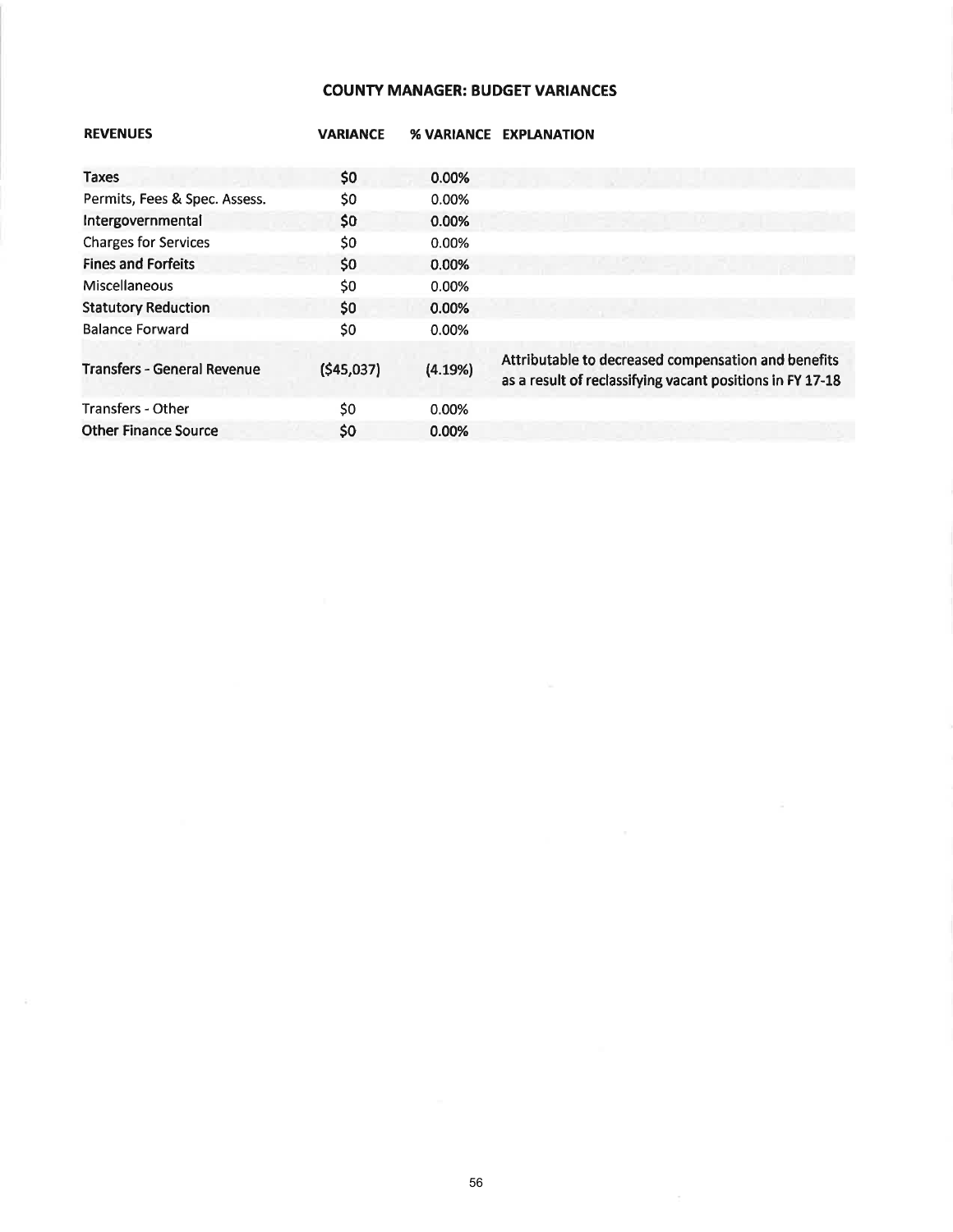## COUNTY MANAGER: BUDGET VARIANCES

| REVENUES | VARIANCE | % VARIANCE | EXPLANATION |
|---|---|---|---|
| Taxes | $0 | 0.00% | |
| Permits, Fees & Spec. Assess. | $0 | 0.00% | |
| Intergovernmental | $0 | 0.00% | |
| Charges for Services | $0 | 0.00% | |
| Fines and Forfeits | $0 | 0.00% | |
| Miscellaneous | $0 | 0.00% | |
| Statutory Reduction | $0 | 0.00% | |
| Balance Forward | $0 | 0.00% | |
| Transfers - General Revenue | ($45,037) | (4.19%) | Attributable to decreased compensation and benefits as a result of reclassifying vacant positions in FY 17-18 |
| Transfers - Other | $0 | 0.00% | |
| Other Finance Source | $0 | 0.00% | |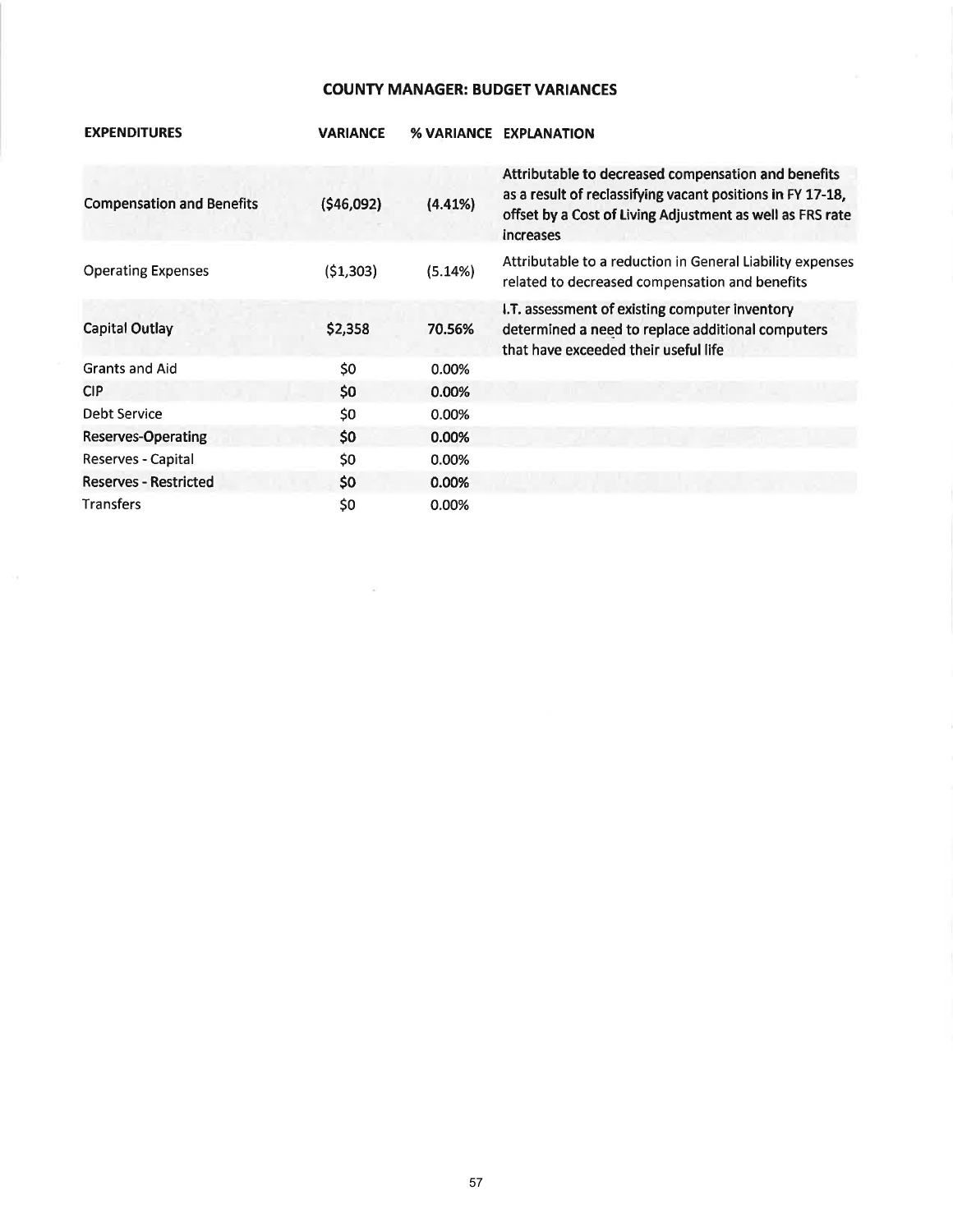## COUNTY MANAGER: BUDGET VARIANCES

| EXPENDITURES | VARIANCE | % VARIANCE | EXPLANATION |
|---|---|---|---|
| Compensation and Benefits | ($46,092) | (4.41%) | Attributable to decreased compensation and benefits as a result of reclassifying vacant positions in FY 17-18, offset by a Cost of Living Adjustment as well as FRS rate increases |
| Operating Expenses | ($1,303) | (5.14%) | Attributable to a reduction in General Liability expenses related to decreased compensation and benefits |
| Capital Outlay | $2,358 | 70.56% | I.T. assessment of existing computer inventory determined a need to replace additional computers that have exceeded their useful life |
| Grants and Aid | $0 | 0.00% | |
| CIP | $0 | 0.00% | |
| Debt Service | $0 | 0.00% | |
| Reserves-Operating | $0 | 0.00% | |
| Reserves - Capital | $0 | 0.00% | |
| Reserves - Restricted | $0 | 0.00% | |
| Transfers | $0 | 0.00% | |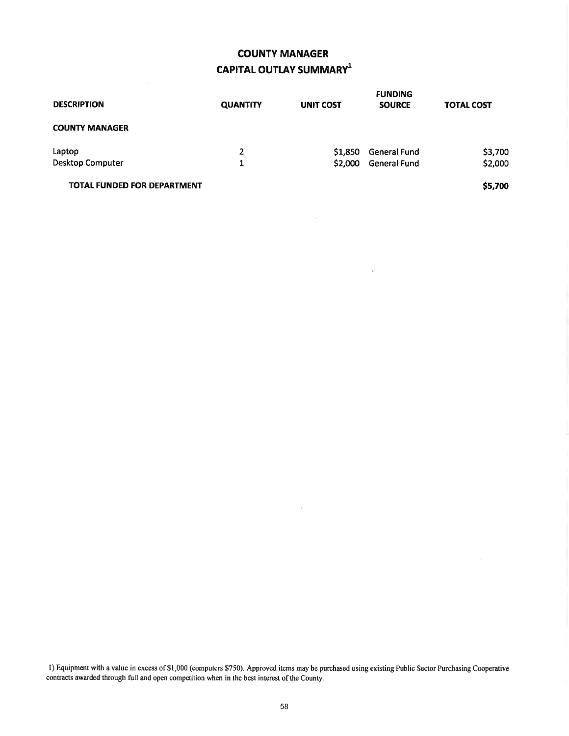# COUNTY MANAGER
## CAPITAL OUTLAY SUMMARY[1]

| DESCRIPTION | QUANTITY | UNIT COST | FUNDING SOURCE | TOTAL COST |
|---|---|---|---|---|
| **COUNTY MANAGER** | | | | |
| Laptop | 2 | $1,850 | General Fund | $3,700 |
| Desktop Computer | 1 | $2,000 | General Fund | $2,000 |
| **TOTAL FUNDED FOR DEPARTMENT** | | | | **$5,700** |

1) Equipment with a value in excess of $1,000 (computers $750). Approved items may be purchased using existing Public Sector Purchasing Cooperative contracts awarded through full and open competition when in the best interest of the County.